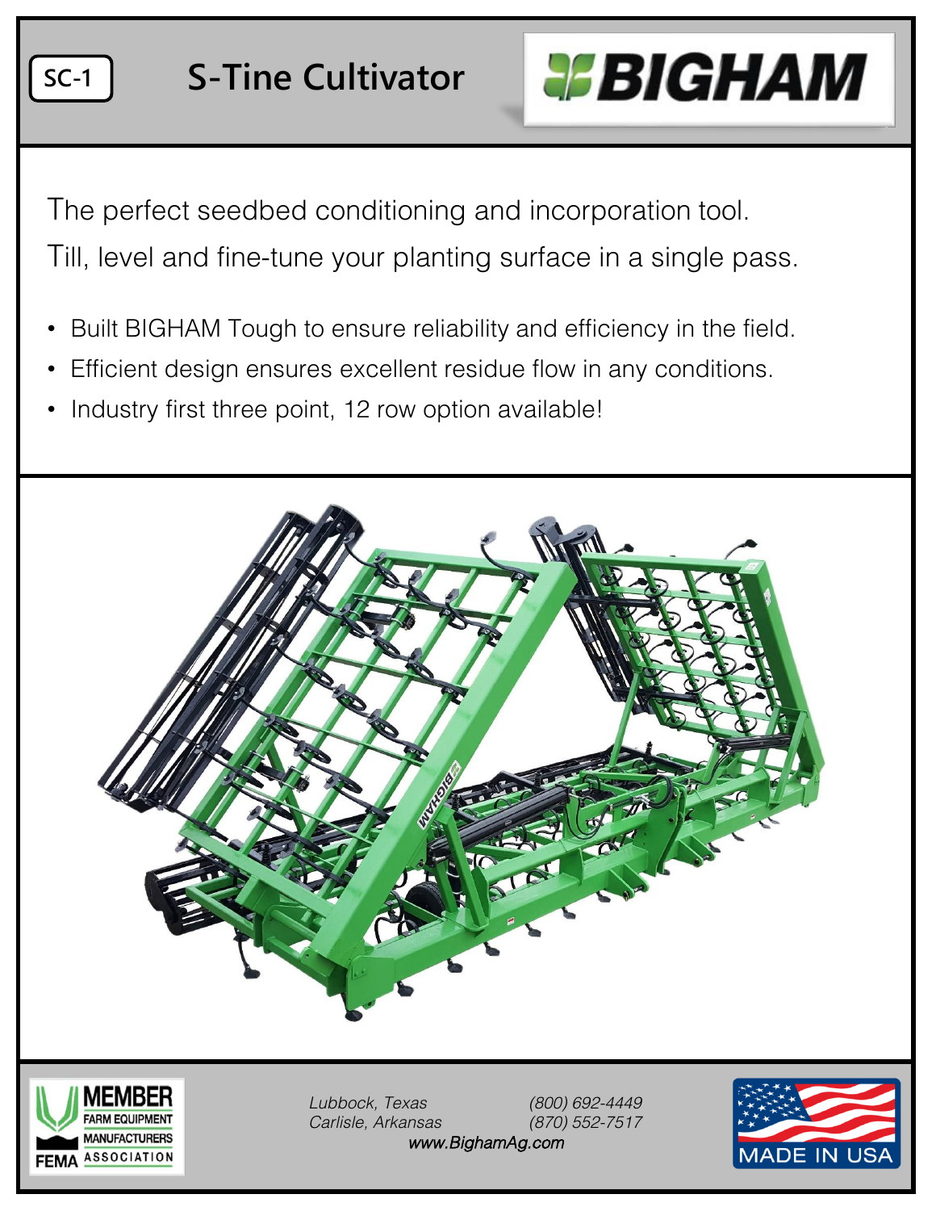SC-1

# S-Tine Cultivator

BIGHAM

The perfect seedbed conditioning and incorporation tool.

Till, level and fine-tune your planting surface in a single pass.

- Built BIGHAM Tough to ensure reliability and efficiency in the field.
- Efficient design ensures excellent residue flow in any conditions.
- Industry first three point, 12 row option available!

MEMBER FARM EQUIPMENT MANUFACTURERS FEMA ASSOCIATION

*Lubbock, Texas* *(800) 692-4449*
*Carlisle, Arkansas* *(870) 552-7517*
*www.BighamAg.com*

MADE IN USA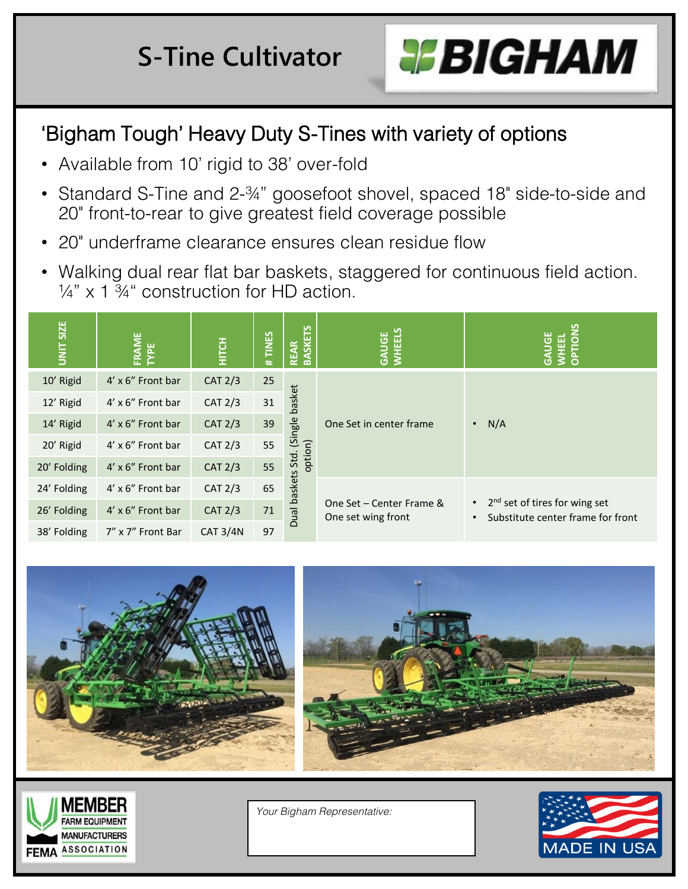# S-Tine Cultivator

BIGHAM

## 'Bigham Tough' Heavy Duty S-Tines with variety of options

- Available from 10' rigid to 38' over-fold
- Standard S-Tine and 2-¾" goosefoot shovel, spaced 18" side-to-side and 20" front-to-rear to give greatest field coverage possible
- 20" underframe clearance ensures clean residue flow
- Walking dual rear flat bar baskets, staggered for continuous field action. ¼" x 1 ¾" construction for HD action.

| UNIT SIZE | FRAME TYPE | HITCH | # TINES | REAR BASKETS | GAUGE WHEELS | GAUGE WHEEL OPTIONS |
|---|---|---|---|---|---|---|
| 10' Rigid | 4' x 6" Front bar | CAT 2/3 | 25 | Dual baskets Std. (Single basket option) | One Set in center frame | N/A |
| 12' Rigid | 4' x 6" Front bar | CAT 2/3 | 31 | | | |
| 14' Rigid | 4' x 6" Front bar | CAT 2/3 | 39 | | | |
| 20' Rigid | 4' x 6" Front bar | CAT 2/3 | 55 | | | |
| 20' Folding | 4' x 6" Front bar | CAT 2/3 | 55 | | | |
| 24' Folding | 4' x 6" Front bar | CAT 2/3 | 65 | | One Set – Center Frame & One set wing front | 2nd set of tires for wing set; Substitute center frame for front |
| 26' Folding | 4' x 6" Front bar | CAT 2/3 | 71 | | | |
| 38' Folding | 7" x 7" Front Bar | CAT 3/4N | 97 | | | |

MEMBER FARM EQUIPMENT MANUFACTURERS ASSOCIATION FEMA

*Your Bigham Representative:*

MADE IN USA